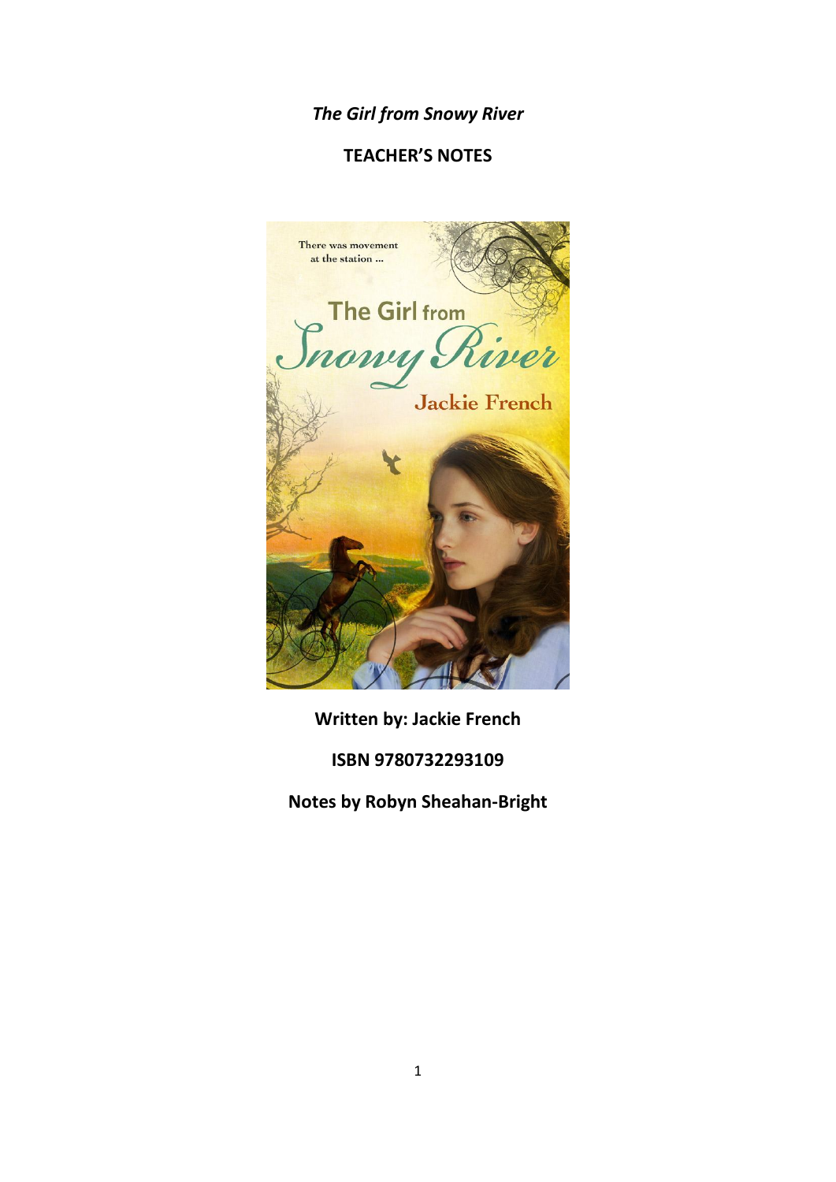*The Girl from Snowy River*

**TEACHER'S NOTES**

**Written by: Jackie French**

**ISBN 9780732293109**

**Notes by Robyn Sheahan-Bright**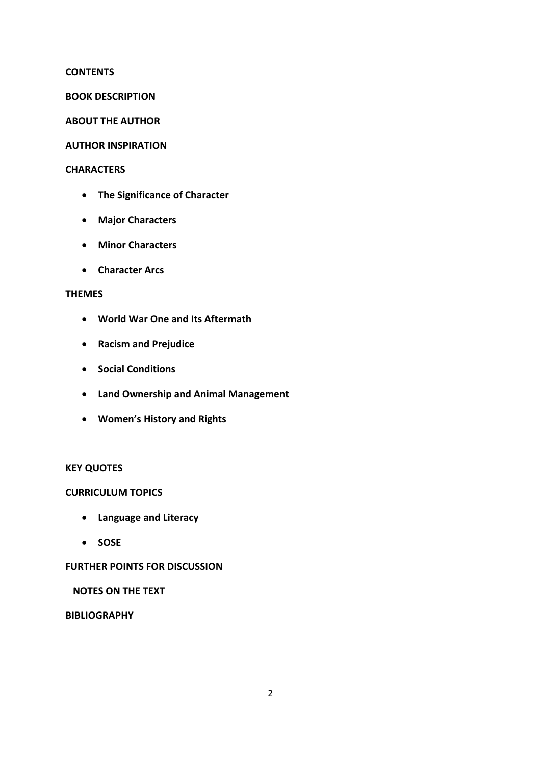**CONTENTS**

**BOOK DESCRIPTION**

**ABOUT THE AUTHOR**

**AUTHOR INSPIRATION**

**CHARACTERS**

- **The Significance of Character**
- **Major Characters**
- **Minor Characters**
- **Character Arcs**

**THEMES**

- **World War One and Its Aftermath**
- **Racism and Prejudice**
- **Social Conditions**
- **Land Ownership and Animal Management**
- **Women's History and Rights**

**KEY QUOTES**

**CURRICULUM TOPICS**

- **Language and Literacy**
- **SOSE**

**FURTHER POINTS FOR DISCUSSION**

**NOTES ON THE TEXT**

**BIBLIOGRAPHY**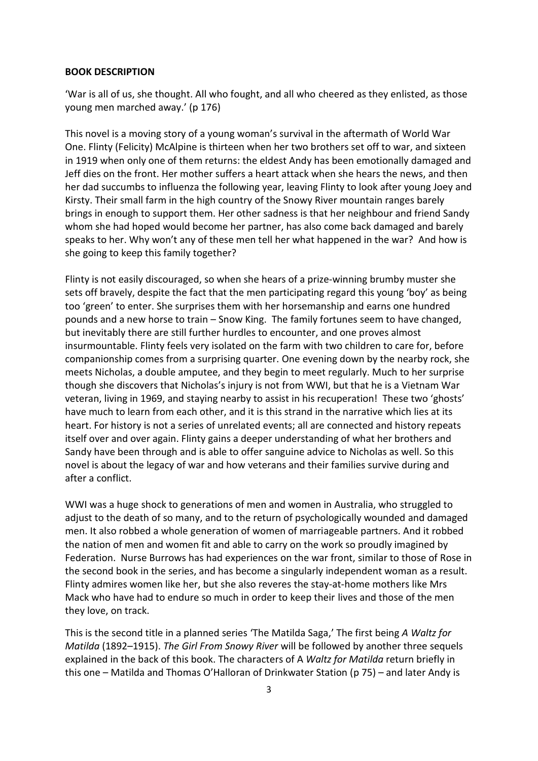**BOOK DESCRIPTION**

'War is all of us, she thought. All who fought, and all who cheered as they enlisted, as those young men marched away.' (p 176)

This novel is a moving story of a young woman's survival in the aftermath of World War One. Flinty (Felicity) McAlpine is thirteen when her two brothers set off to war, and sixteen in 1919 when only one of them returns: the eldest Andy has been emotionally damaged and Jeff dies on the front. Her mother suffers a heart attack when she hears the news, and then her dad succumbs to influenza the following year, leaving Flinty to look after young Joey and Kirsty. Their small farm in the high country of the Snowy River mountain ranges barely brings in enough to support them. Her other sadness is that her neighbour and friend Sandy whom she had hoped would become her partner, has also come back damaged and barely speaks to her. Why won't any of these men tell her what happened in the war? And how is she going to keep this family together?

Flinty is not easily discouraged, so when she hears of a prize-winning brumby muster she sets off bravely, despite the fact that the men participating regard this young 'boy' as being too 'green' to enter. She surprises them with her horsemanship and earns one hundred pounds and a new horse to train – Snow King. The family fortunes seem to have changed, but inevitably there are still further hurdles to encounter, and one proves almost insurmountable. Flinty feels very isolated on the farm with two children to care for, before companionship comes from a surprising quarter. One evening down by the nearby rock, she meets Nicholas, a double amputee, and they begin to meet regularly. Much to her surprise though she discovers that Nicholas's injury is not from WWI, but that he is a Vietnam War veteran, living in 1969, and staying nearby to assist in his recuperation! These two 'ghosts' have much to learn from each other, and it is this strand in the narrative which lies at its heart. For history is not a series of unrelated events; all are connected and history repeats itself over and over again. Flinty gains a deeper understanding of what her brothers and Sandy have been through and is able to offer sanguine advice to Nicholas as well. So this novel is about the legacy of war and how veterans and their families survive during and after a conflict.

WWI was a huge shock to generations of men and women in Australia, who struggled to adjust to the death of so many, and to the return of psychologically wounded and damaged men. It also robbed a whole generation of women of marriageable partners. And it robbed the nation of men and women fit and able to carry on the work so proudly imagined by Federation. Nurse Burrows has had experiences on the war front, similar to those of Rose in the second book in the series, and has become a singularly independent woman as a result. Flinty admires women like her, but she also reveres the stay-at-home mothers like Mrs Mack who have had to endure so much in order to keep their lives and those of the men they love, on track.

This is the second title in a planned series 'The Matilda Saga,' The first being *A Waltz for Matilda* (1892–1915). *The Girl From Snowy River* will be followed by another three sequels explained in the back of this book. The characters of A *Waltz for Matilda* return briefly in this one – Matilda and Thomas O'Halloran of Drinkwater Station (p 75) – and later Andy is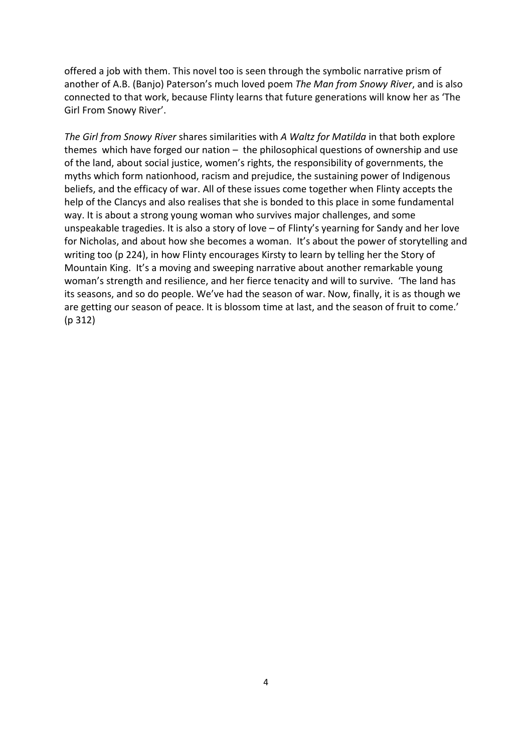offered a job with them. This novel too is seen through the symbolic narrative prism of another of A.B. (Banjo) Paterson's much loved poem *The Man from Snowy River*, and is also connected to that work, because Flinty learns that future generations will know her as 'The Girl From Snowy River'.

*The Girl from Snowy River* shares similarities with *A Waltz for Matilda* in that both explore themes which have forged our nation – the philosophical questions of ownership and use of the land, about social justice, women's rights, the responsibility of governments, the myths which form nationhood, racism and prejudice, the sustaining power of Indigenous beliefs, and the efficacy of war. All of these issues come together when Flinty accepts the help of the Clancys and also realises that she is bonded to this place in some fundamental way. It is about a strong young woman who survives major challenges, and some unspeakable tragedies. It is also a story of love – of Flinty's yearning for Sandy and her love for Nicholas, and about how she becomes a woman. It's about the power of storytelling and writing too (p 224), in how Flinty encourages Kirsty to learn by telling her the Story of Mountain King. It's a moving and sweeping narrative about another remarkable young woman's strength and resilience, and her fierce tenacity and will to survive. 'The land has its seasons, and so do people. We've had the season of war. Now, finally, it is as though we are getting our season of peace. It is blossom time at last, and the season of fruit to come.' (p 312)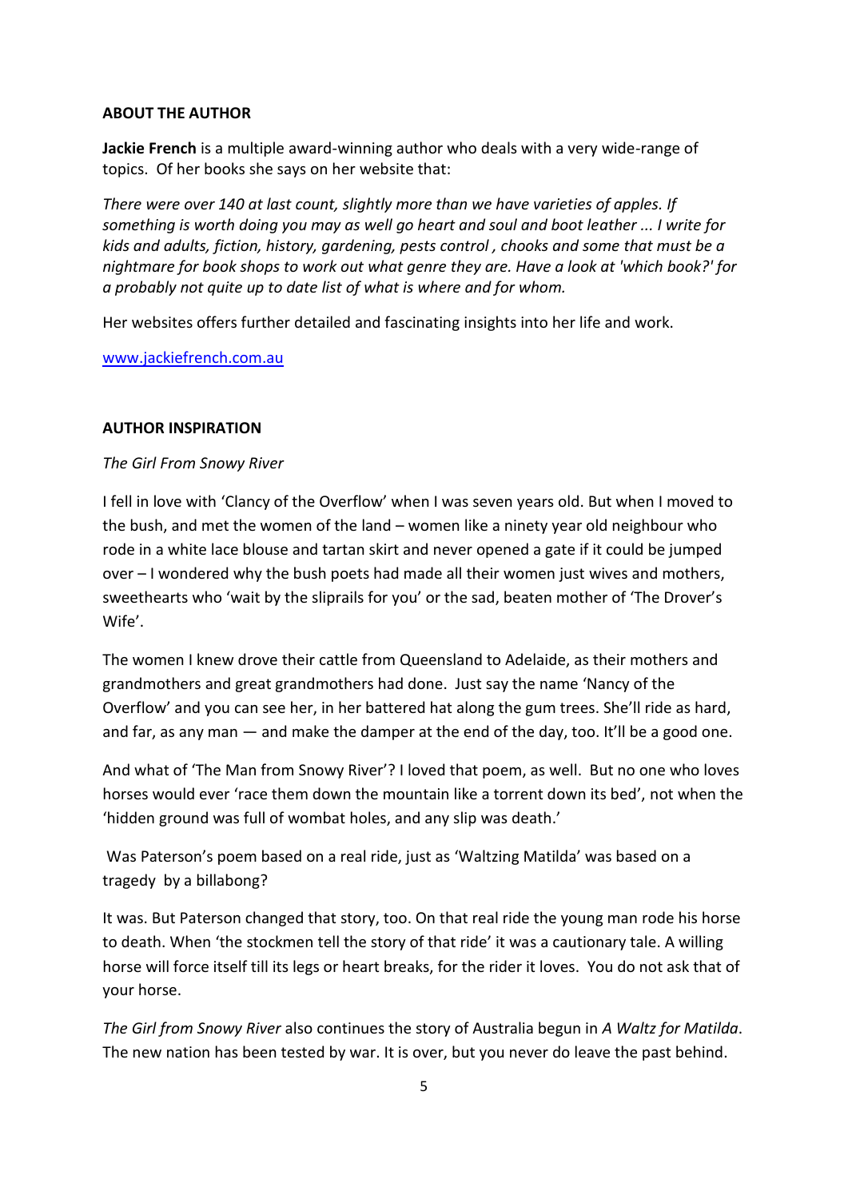**ABOUT THE AUTHOR**

**Jackie French** is a multiple award-winning author who deals with a very wide-range of topics. Of her books she says on her website that:

*There were over 140 at last count, slightly more than we have varieties of apples. If something is worth doing you may as well go heart and soul and boot leather ... I write for kids and adults, fiction, history, gardening, pests control , chooks and some that must be a nightmare for book shops to work out what genre they are. Have a look at 'which book?' for a probably not quite up to date list of what is where and for whom.*

Her websites offers further detailed and fascinating insights into her life and work.

[www.jackiefrench.com.au](http://www.jackiefrench.com.au)

**AUTHOR INSPIRATION**

*The Girl From Snowy River*

I fell in love with 'Clancy of the Overflow' when I was seven years old. But when I moved to the bush, and met the women of the land – women like a ninety year old neighbour who rode in a white lace blouse and tartan skirt and never opened a gate if it could be jumped over – I wondered why the bush poets had made all their women just wives and mothers, sweethearts who 'wait by the sliprails for you' or the sad, beaten mother of 'The Drover's Wife'.

The women I knew drove their cattle from Queensland to Adelaide, as their mothers and grandmothers and great grandmothers had done. Just say the name 'Nancy of the Overflow' and you can see her, in her battered hat along the gum trees. She'll ride as hard, and far, as any man — and make the damper at the end of the day, too. It'll be a good one.

And what of 'The Man from Snowy River'? I loved that poem, as well. But no one who loves horses would ever 'race them down the mountain like a torrent down its bed', not when the 'hidden ground was full of wombat holes, and any slip was death.'

Was Paterson's poem based on a real ride, just as 'Waltzing Matilda' was based on a tragedy by a billabong?

It was. But Paterson changed that story, too. On that real ride the young man rode his horse to death. When 'the stockmen tell the story of that ride' it was a cautionary tale. A willing horse will force itself till its legs or heart breaks, for the rider it loves. You do not ask that of your horse.

*The Girl from Snowy River* also continues the story of Australia begun in *A Waltz for Matilda*. The new nation has been tested by war. It is over, but you never do leave the past behind.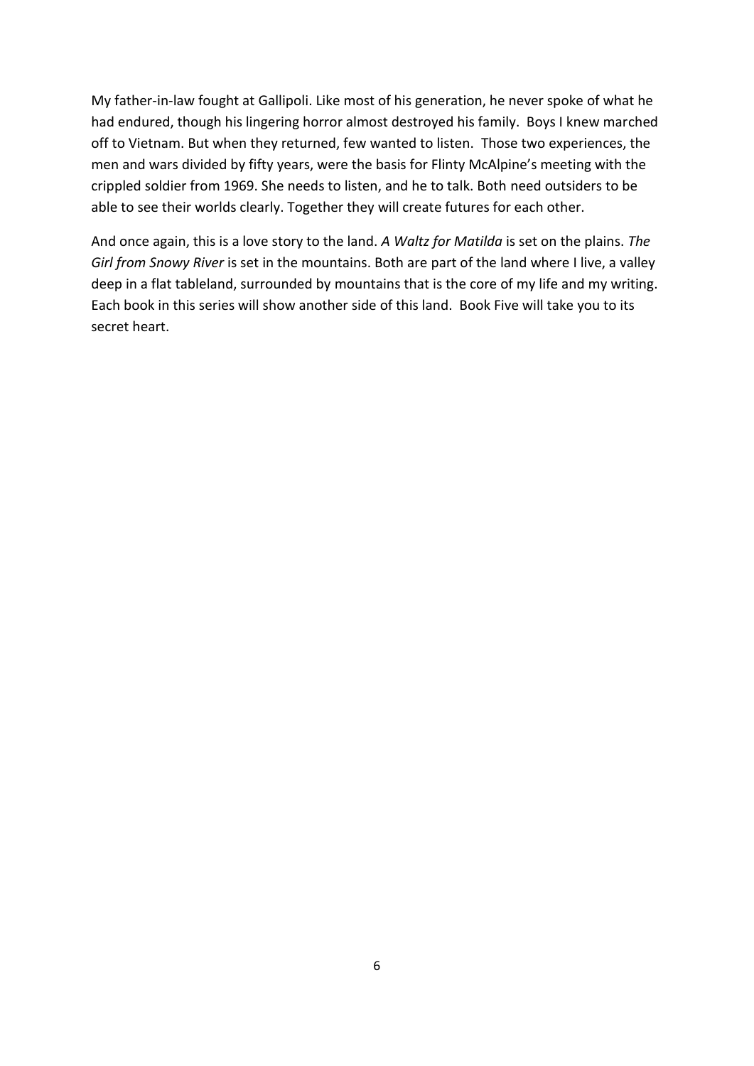My father-in-law fought at Gallipoli. Like most of his generation, he never spoke of what he had endured, though his lingering horror almost destroyed his family. Boys I knew marched off to Vietnam. But when they returned, few wanted to listen. Those two experiences, the men and wars divided by fifty years, were the basis for Flinty McAlpine's meeting with the crippled soldier from 1969. She needs to listen, and he to talk. Both need outsiders to be able to see their worlds clearly. Together they will create futures for each other.

And once again, this is a love story to the land. *A Waltz for Matilda* is set on the plains. *The Girl from Snowy River* is set in the mountains. Both are part of the land where I live, a valley deep in a flat tableland, surrounded by mountains that is the core of my life and my writing. Each book in this series will show another side of this land. Book Five will take you to its secret heart.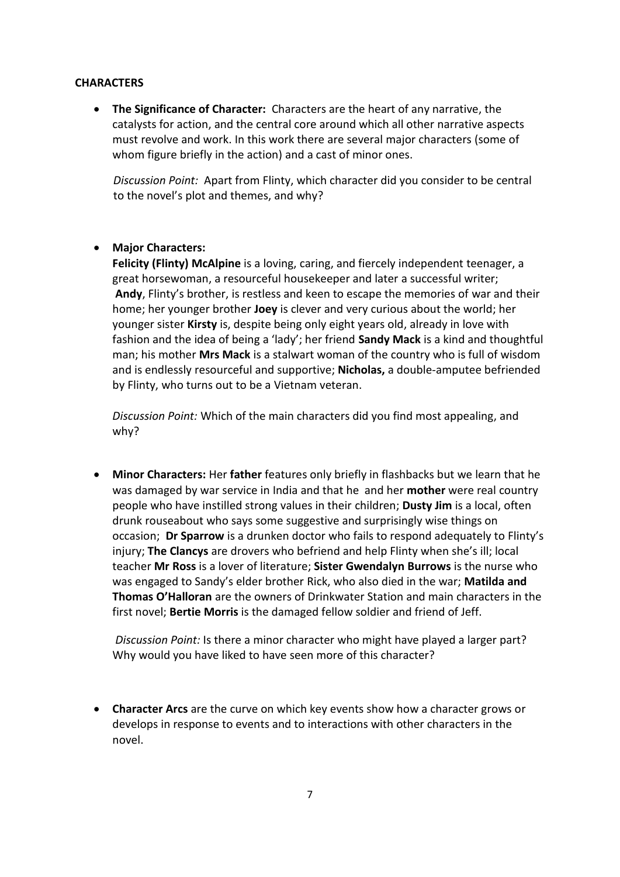**CHARACTERS**

- **The Significance of Character:** Characters are the heart of any narrative, the catalysts for action, and the central core around which all other narrative aspects must revolve and work. In this work there are several major characters (some of whom figure briefly in the action) and a cast of minor ones.

  *Discussion Point:* Apart from Flinty, which character did you consider to be central to the novel's plot and themes, and why?

- **Major Characters:**
  **Felicity (Flinty) McAlpine** is a loving, caring, and fiercely independent teenager, a great horsewoman, a resourceful housekeeper and later a successful writer; **Andy**, Flinty's brother, is restless and keen to escape the memories of war and their home; her younger brother **Joey** is clever and very curious about the world; her younger sister **Kirsty** is, despite being only eight years old, already in love with fashion and the idea of being a 'lady'; her friend **Sandy Mack** is a kind and thoughtful man; his mother **Mrs Mack** is a stalwart woman of the country who is full of wisdom and is endlessly resourceful and supportive; **Nicholas,** a double-amputee befriended by Flinty, who turns out to be a Vietnam veteran.

  *Discussion Point:* Which of the main characters did you find most appealing, and why?

- **Minor Characters:** Her **father** features only briefly in flashbacks but we learn that he was damaged by war service in India and that he and her **mother** were real country people who have instilled strong values in their children; **Dusty Jim** is a local, often drunk rouseabout who says some suggestive and surprisingly wise things on occasion; **Dr Sparrow** is a drunken doctor who fails to respond adequately to Flinty's injury; **The Clancys** are drovers who befriend and help Flinty when she's ill; local teacher **Mr Ross** is a lover of literature; **Sister Gwendalyn Burrows** is the nurse who was engaged to Sandy's elder brother Rick, who also died in the war; **Matilda and Thomas O'Halloran** are the owners of Drinkwater Station and main characters in the first novel; **Bertie Morris** is the damaged fellow soldier and friend of Jeff.

  *Discussion Point:* Is there a minor character who might have played a larger part? Why would you have liked to have seen more of this character?

- **Character Arcs** are the curve on which key events show how a character grows or develops in response to events and to interactions with other characters in the novel.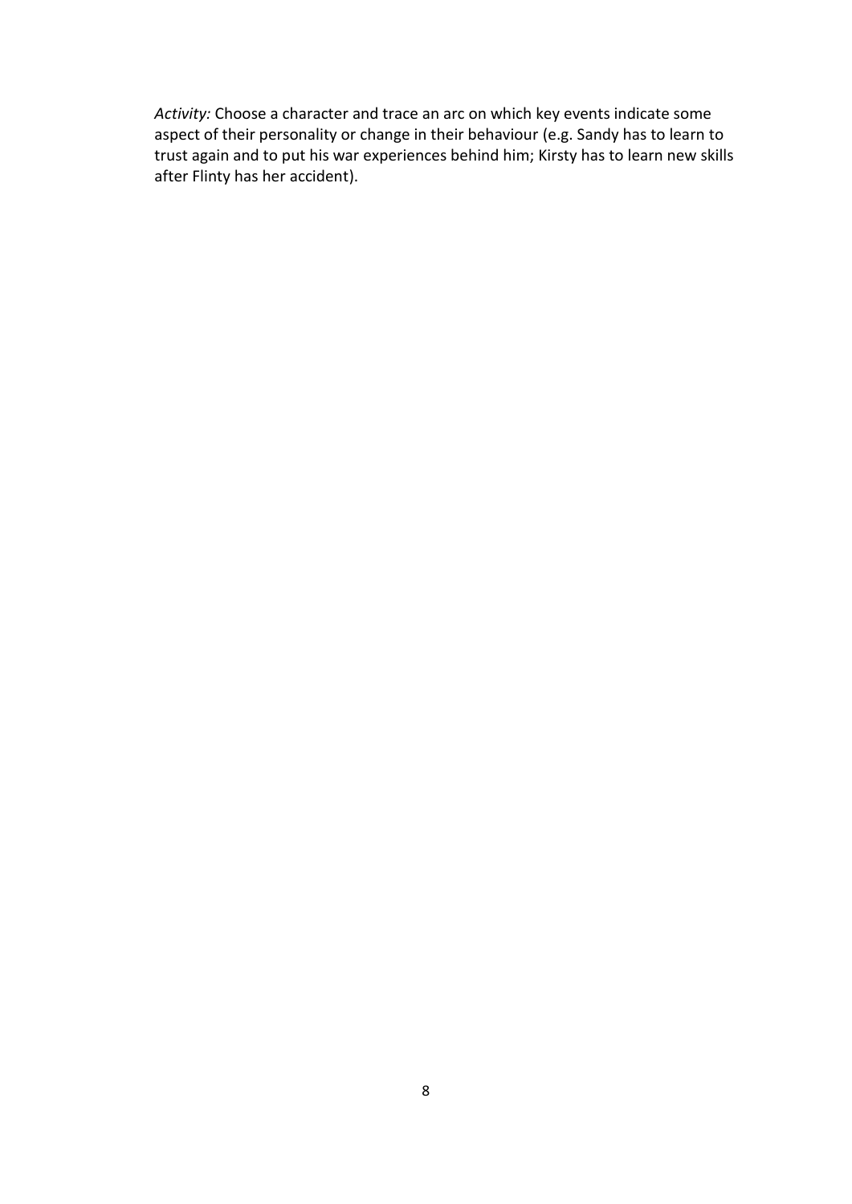*Activity:* Choose a character and trace an arc on which key events indicate some aspect of their personality or change in their behaviour (e.g. Sandy has to learn to trust again and to put his war experiences behind him; Kirsty has to learn new skills after Flinty has her accident).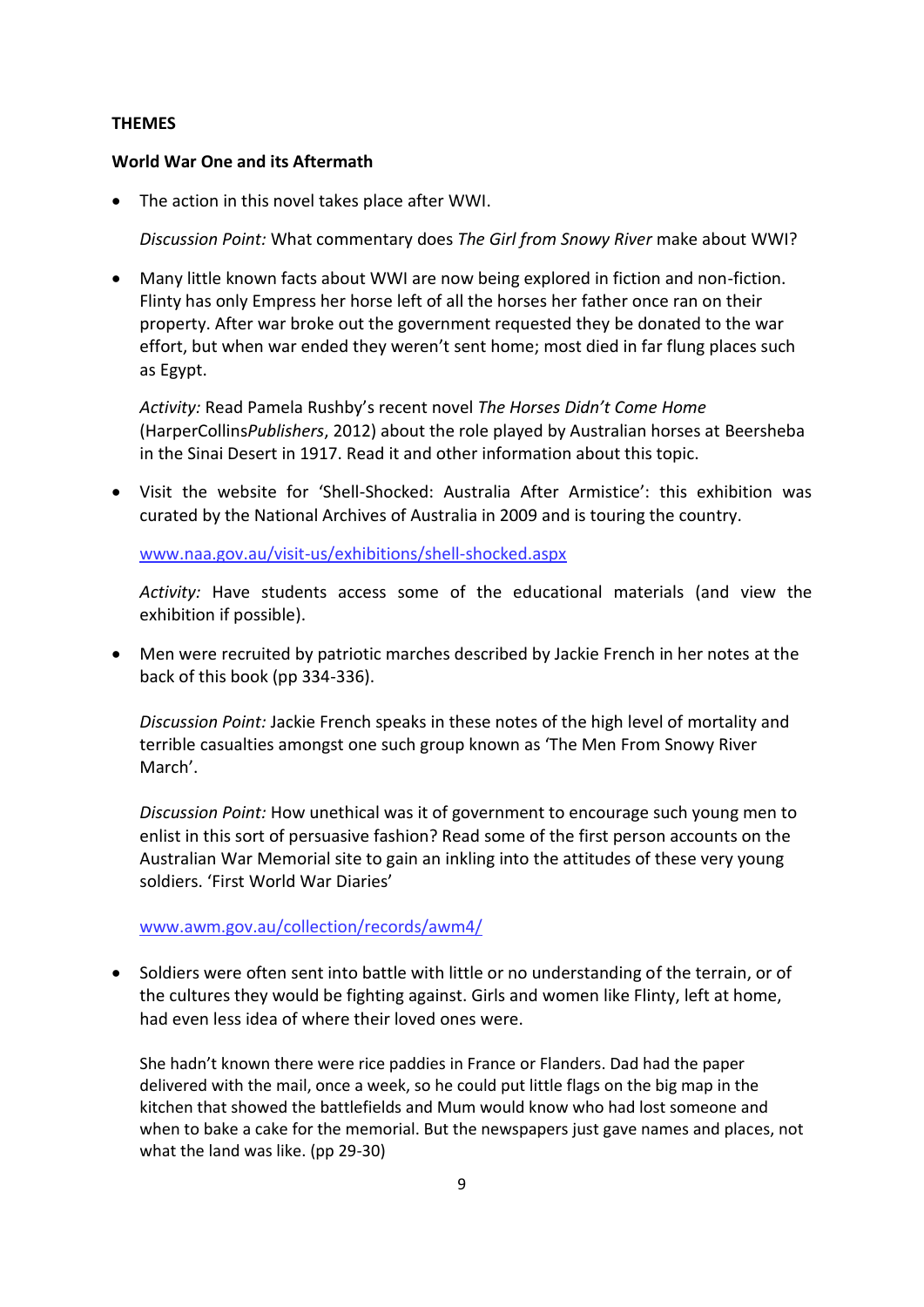**THEMES**

**World War One and its Aftermath**

- The action in this novel takes place after WWI.

  *Discussion Point:* What commentary does *The Girl from Snowy River* make about WWI?

- Many little known facts about WWI are now being explored in fiction and non-fiction. Flinty has only Empress her horse left of all the horses her father once ran on their property. After war broke out the government requested they be donated to the war effort, but when war ended they weren't sent home; most died in far flung places such as Egypt.

  *Activity:* Read Pamela Rushby's recent novel *The Horses Didn't Come Home* (HarperCollins*Publishers*, 2012) about the role played by Australian horses at Beersheba in the Sinai Desert in 1917. Read it and other information about this topic.

- Visit the website for 'Shell-Shocked: Australia After Armistice': this exhibition was curated by the National Archives of Australia in 2009 and is touring the country.

  www.naa.gov.au/visit-us/exhibitions/shell-shocked.aspx

  *Activity:* Have students access some of the educational materials (and view the exhibition if possible).

- Men were recruited by patriotic marches described by Jackie French in her notes at the back of this book (pp 334-336).

  *Discussion Point:* Jackie French speaks in these notes of the high level of mortality and terrible casualties amongst one such group known as 'The Men From Snowy River March'.

  *Discussion Point:* How unethical was it of government to encourage such young men to enlist in this sort of persuasive fashion? Read some of the first person accounts on the Australian War Memorial site to gain an inkling into the attitudes of these very young soldiers. 'First World War Diaries'

  www.awm.gov.au/collection/records/awm4/

- Soldiers were often sent into battle with little or no understanding of the terrain, or of the cultures they would be fighting against. Girls and women like Flinty, left at home, had even less idea of where their loved ones were.

  She hadn't known there were rice paddies in France or Flanders. Dad had the paper delivered with the mail, once a week, so he could put little flags on the big map in the kitchen that showed the battlefields and Mum would know who had lost someone and when to bake a cake for the memorial. But the newspapers just gave names and places, not what the land was like. (pp 29-30)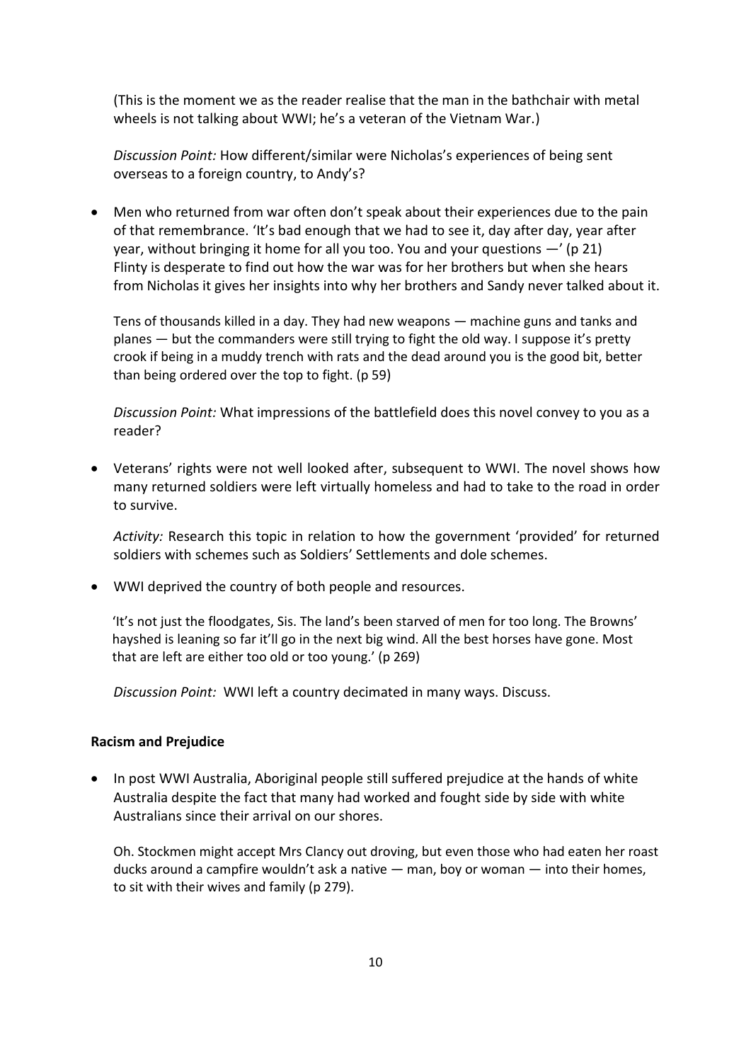(This is the moment we as the reader realise that the man in the bathchair with metal wheels is not talking about WWI; he's a veteran of the Vietnam War.)

*Discussion Point:* How different/similar were Nicholas's experiences of being sent overseas to a foreign country, to Andy's?

- Men who returned from war often don't speak about their experiences due to the pain of that remembrance. 'It's bad enough that we had to see it, day after day, year after year, without bringing it home for all you too. You and your questions —' (p 21) Flinty is desperate to find out how the war was for her brothers but when she hears from Nicholas it gives her insights into why her brothers and Sandy never talked about it.

  Tens of thousands killed in a day. They had new weapons — machine guns and tanks and planes — but the commanders were still trying to fight the old way. I suppose it's pretty crook if being in a muddy trench with rats and the dead around you is the good bit, better than being ordered over the top to fight. (p 59)

  *Discussion Point:* What impressions of the battlefield does this novel convey to you as a reader?

- Veterans' rights were not well looked after, subsequent to WWI. The novel shows how many returned soldiers were left virtually homeless and had to take to the road in order to survive.

  *Activity:* Research this topic in relation to how the government 'provided' for returned soldiers with schemes such as Soldiers' Settlements and dole schemes.

- WWI deprived the country of both people and resources.

  'It's not just the floodgates, Sis. The land's been starved of men for too long. The Browns' hayshed is leaning so far it'll go in the next big wind. All the best horses have gone. Most that are left are either too old or too young.' (p 269)

  *Discussion Point:* WWI left a country decimated in many ways. Discuss.

**Racism and Prejudice**

- In post WWI Australia, Aboriginal people still suffered prejudice at the hands of white Australia despite the fact that many had worked and fought side by side with white Australians since their arrival on our shores.

  Oh. Stockmen might accept Mrs Clancy out droving, but even those who had eaten her roast ducks around a campfire wouldn't ask a native — man, boy or woman — into their homes, to sit with their wives and family (p 279).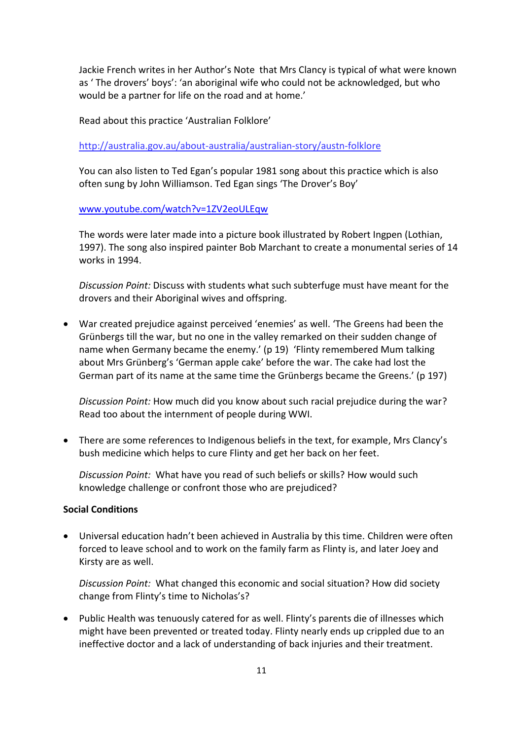Jackie French writes in her Author's Note that Mrs Clancy is typical of what were known as ' The drovers' boys': 'an aboriginal wife who could not be acknowledged, but who would be a partner for life on the road and at home.'

Read about this practice 'Australian Folklore'

[http://australia.gov.au/about-australia/australian-story/austn-folklore](http://australia.gov.au/about-australia/australian-story/austn-folklore)

You can also listen to Ted Egan's popular 1981 song about this practice which is also often sung by John Williamson. Ted Egan sings 'The Drover's Boy'

[www.youtube.com/watch?v=1ZV2eoULEqw](www.youtube.com/watch?v=1ZV2eoULEqw)

The words were later made into a picture book illustrated by Robert Ingpen (Lothian, 1997). The song also inspired painter Bob Marchant to create a monumental series of 14 works in 1994.

*Discussion Point:* Discuss with students what such subterfuge must have meant for the drovers and their Aboriginal wives and offspring.

- War created prejudice against perceived 'enemies' as well. 'The Greens had been the Grünbergs till the war, but no one in the valley remarked on their sudden change of name when Germany became the enemy.' (p 19) 'Flinty remembered Mum talking about Mrs Grünberg's 'German apple cake' before the war. The cake had lost the German part of its name at the same time the Grünbergs became the Greens.' (p 197)

  *Discussion Point:* How much did you know about such racial prejudice during the war? Read too about the internment of people during WWI.

- There are some references to Indigenous beliefs in the text, for example, Mrs Clancy's bush medicine which helps to cure Flinty and get her back on her feet.

  *Discussion Point:* What have you read of such beliefs or skills? How would such knowledge challenge or confront those who are prejudiced?

**Social Conditions**

- Universal education hadn't been achieved in Australia by this time. Children were often forced to leave school and to work on the family farm as Flinty is, and later Joey and Kirsty are as well.

  *Discussion Point:* What changed this economic and social situation? How did society change from Flinty's time to Nicholas's?

- Public Health was tenuously catered for as well. Flinty's parents die of illnesses which might have been prevented or treated today. Flinty nearly ends up crippled due to an ineffective doctor and a lack of understanding of back injuries and their treatment.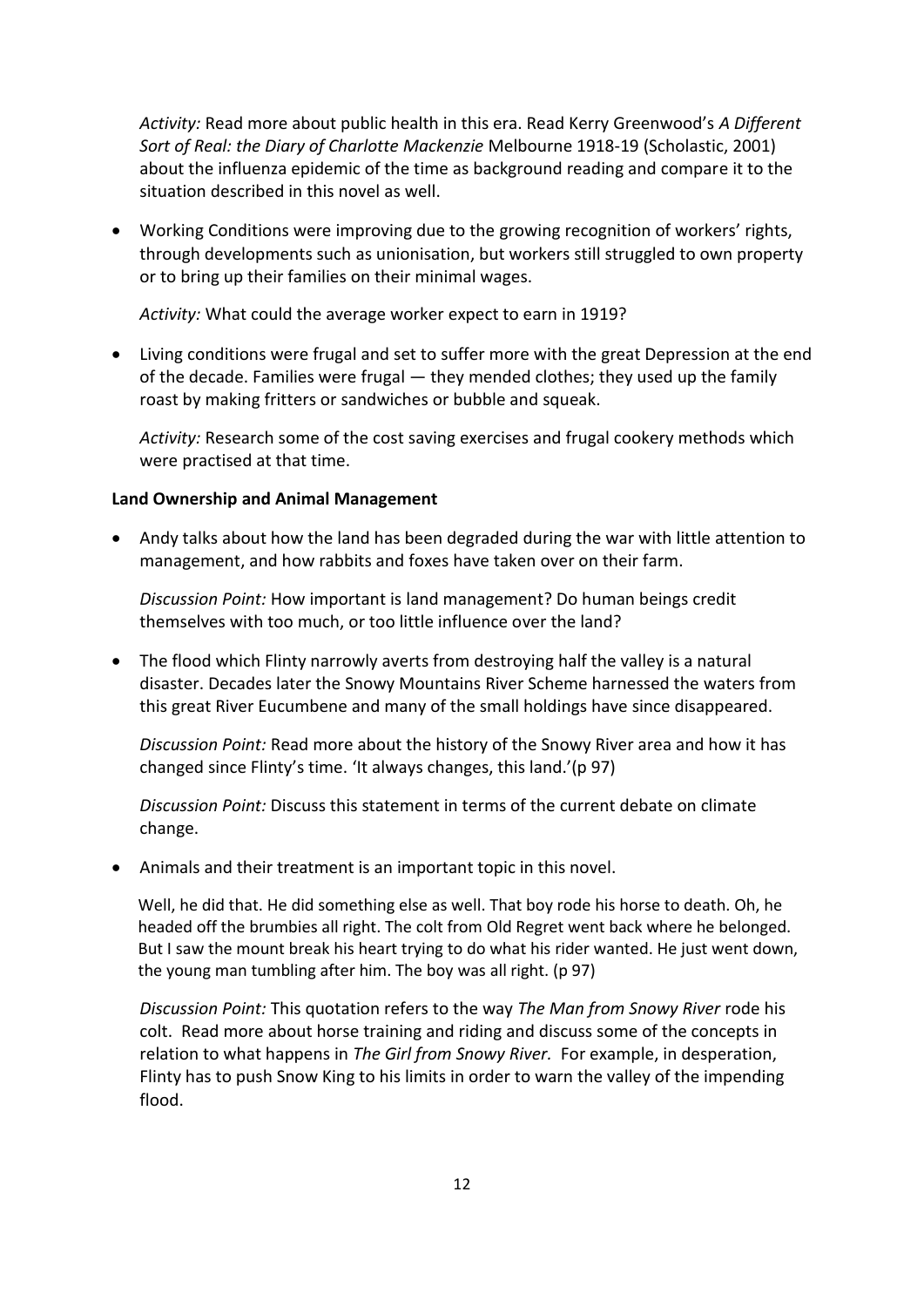*Activity:* Read more about public health in this era. Read Kerry Greenwood's *A Different Sort of Real: the Diary of Charlotte Mackenzie* Melbourne 1918-19 (Scholastic, 2001) about the influenza epidemic of the time as background reading and compare it to the situation described in this novel as well.

- Working Conditions were improving due to the growing recognition of workers' rights, through developments such as unionisation, but workers still struggled to own property or to bring up their families on their minimal wages.

  *Activity:* What could the average worker expect to earn in 1919?

- Living conditions were frugal and set to suffer more with the great Depression at the end of the decade. Families were frugal — they mended clothes; they used up the family roast by making fritters or sandwiches or bubble and squeak.

  *Activity:* Research some of the cost saving exercises and frugal cookery methods which were practised at that time.

**Land Ownership and Animal Management**

- Andy talks about how the land has been degraded during the war with little attention to management, and how rabbits and foxes have taken over on their farm.

  *Discussion Point:* How important is land management? Do human beings credit themselves with too much, or too little influence over the land?

- The flood which Flinty narrowly averts from destroying half the valley is a natural disaster. Decades later the Snowy Mountains River Scheme harnessed the waters from this great River Eucumbene and many of the small holdings have since disappeared.

  *Discussion Point:* Read more about the history of the Snowy River area and how it has changed since Flinty's time. 'It always changes, this land.'(p 97)

  *Discussion Point:* Discuss this statement in terms of the current debate on climate change.

- Animals and their treatment is an important topic in this novel.

  > Well, he did that. He did something else as well. That boy rode his horse to death. Oh, he headed off the brumbies all right. The colt from Old Regret went back where he belonged. But I saw the mount break his heart trying to do what his rider wanted. He just went down, the young man tumbling after him. The boy was all right. (p 97)

  *Discussion Point:* This quotation refers to the way *The Man from Snowy River* rode his colt. Read more about horse training and riding and discuss some of the concepts in relation to what happens in *The Girl from Snowy River.* For example, in desperation, Flinty has to push Snow King to his limits in order to warn the valley of the impending flood.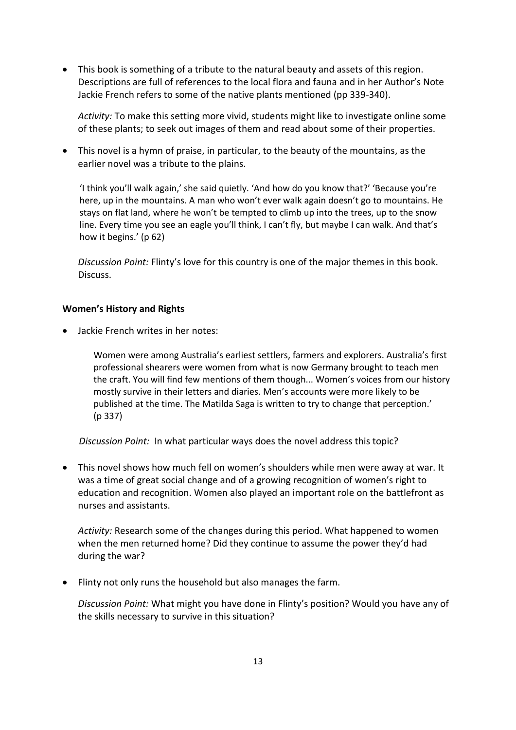- This book is something of a tribute to the natural beauty and assets of this region. Descriptions are full of references to the local flora and fauna and in her Author's Note Jackie French refers to some of the native plants mentioned (pp 339-340).

  *Activity:* To make this setting more vivid, students might like to investigate online some of these plants; to seek out images of them and read about some of their properties.

- This novel is a hymn of praise, in particular, to the beauty of the mountains, as the earlier novel was a tribute to the plains.

  > 'I think you'll walk again,' she said quietly. 'And how do you know that?' 'Because you're here, up in the mountains. A man who won't ever walk again doesn't go to mountains. He stays on flat land, where he won't be tempted to climb up into the trees, up to the snow line. Every time you see an eagle you'll think, I can't fly, but maybe I can walk. And that's how it begins.' (p 62)

  *Discussion Point:* Flinty's love for this country is one of the major themes in this book. Discuss.

**Women's History and Rights**

- Jackie French writes in her notes:

  > Women were among Australia's earliest settlers, farmers and explorers. Australia's first professional shearers were women from what is now Germany brought to teach men the craft. You will find few mentions of them though... Women's voices from our history mostly survive in their letters and diaries. Men's accounts were more likely to be published at the time. The Matilda Saga is written to try to change that perception.' (p 337)

  *Discussion Point:* In what particular ways does the novel address this topic?

- This novel shows how much fell on women's shoulders while men were away at war. It was a time of great social change and of a growing recognition of women's right to education and recognition. Women also played an important role on the battlefront as nurses and assistants.

  *Activity:* Research some of the changes during this period. What happened to women when the men returned home? Did they continue to assume the power they'd had during the war?

- Flinty not only runs the household but also manages the farm.

  *Discussion Point:* What might you have done in Flinty's position? Would you have any of the skills necessary to survive in this situation?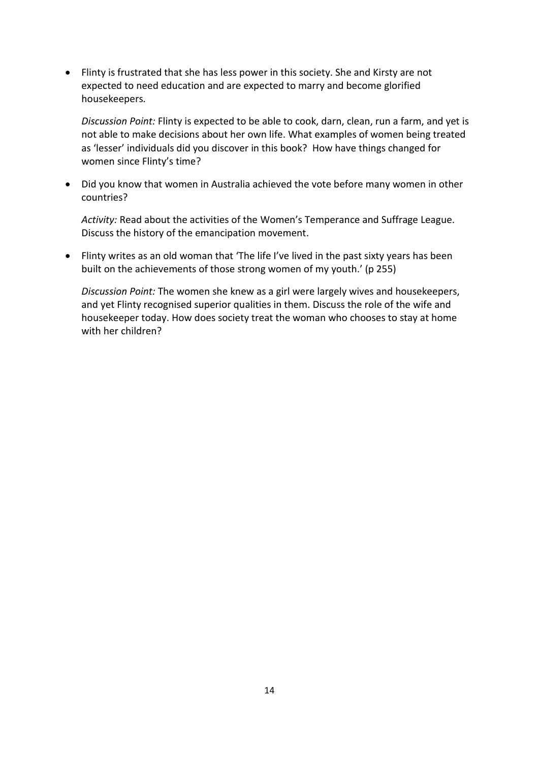- Flinty is frustrated that she has less power in this society. She and Kirsty are not expected to need education and are expected to marry and become glorified housekeepers.

  *Discussion Point:* Flinty is expected to be able to cook, darn, clean, run a farm, and yet is not able to make decisions about her own life. What examples of women being treated as 'lesser' individuals did you discover in this book? How have things changed for women since Flinty's time?

- Did you know that women in Australia achieved the vote before many women in other countries?

  *Activity:* Read about the activities of the Women's Temperance and Suffrage League. Discuss the history of the emancipation movement.

- Flinty writes as an old woman that 'The life I've lived in the past sixty years has been built on the achievements of those strong women of my youth.' (p 255)

  *Discussion Point:* The women she knew as a girl were largely wives and housekeepers, and yet Flinty recognised superior qualities in them. Discuss the role of the wife and housekeeper today. How does society treat the woman who chooses to stay at home with her children?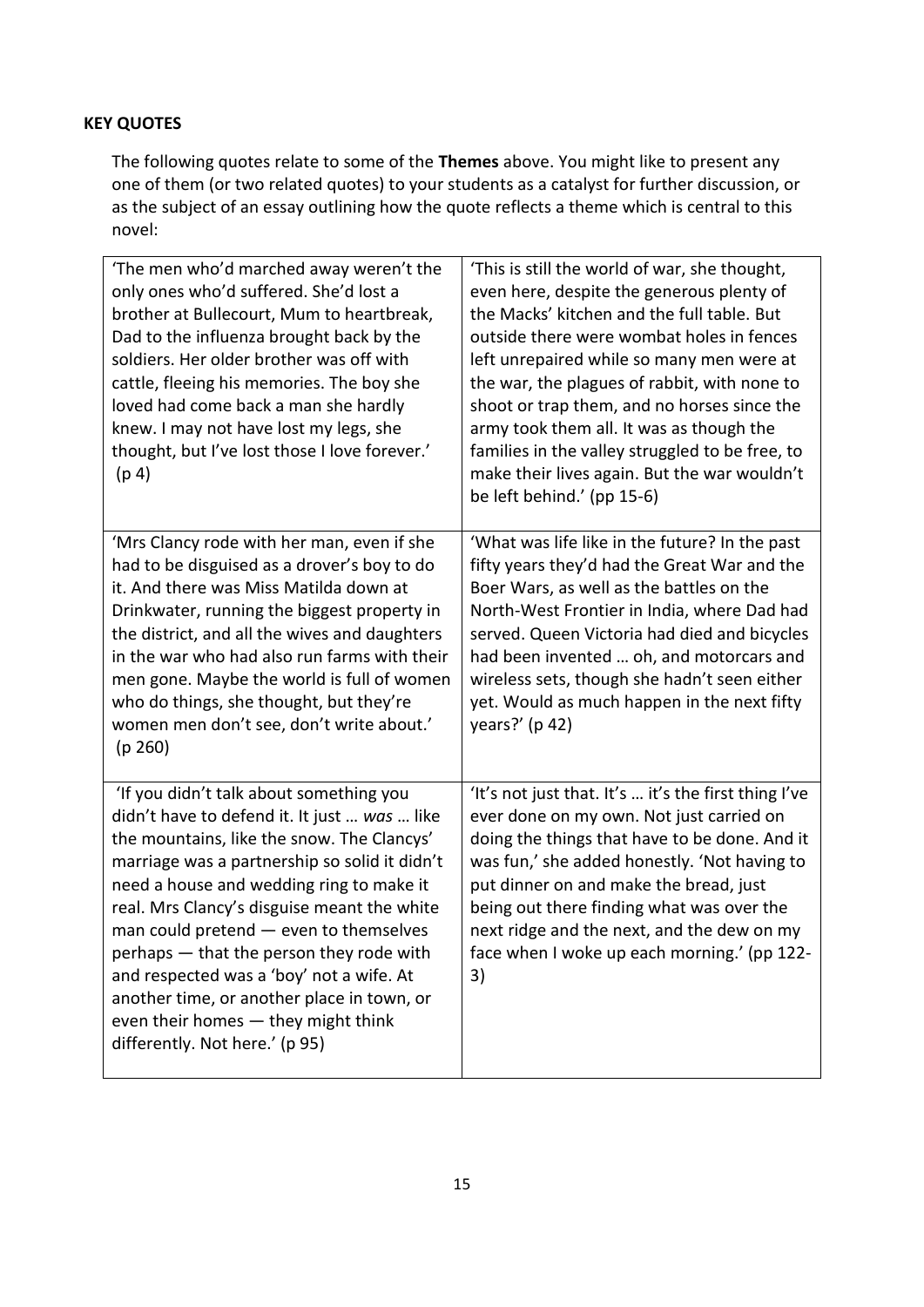**KEY QUOTES**

The following quotes relate to some of the **Themes** above. You might like to present any one of them (or two related quotes) to your students as a catalyst for further discussion, or as the subject of an essay outlining how the quote reflects a theme which is central to this novel:

| 'The men who'd marched away weren't the only ones who'd suffered. She'd lost a brother at Bullecourt, Mum to heartbreak, Dad to the influenza brought back by the soldiers. Her older brother was off with cattle, fleeing his memories. The boy she loved had come back a man she hardly knew. I may not have lost my legs, she thought, but I've lost those I love forever.' (p 4) | 'This is still the world of war, she thought, even here, despite the generous plenty of the Macks' kitchen and the full table. But outside there were wombat holes in fences left unrepaired while so many men were at the war, the plagues of rabbit, with none to shoot or trap them, and no horses since the army took them all. It was as though the families in the valley struggled to be free, to make their lives again. But the war wouldn't be left behind.' (pp 15-6) |
| --- | --- |
| 'Mrs Clancy rode with her man, even if she had to be disguised as a drover's boy to do it. And there was Miss Matilda down at Drinkwater, running the biggest property in the district, and all the wives and daughters in the war who had also run farms with their men gone. Maybe the world is full of women who do things, she thought, but they're women men don't see, don't write about.' (p 260) | 'What was life like in the future? In the past fifty years they'd had the Great War and the Boer Wars, as well as the battles on the North-West Frontier in India, where Dad had served. Queen Victoria had died and bicycles had been invented … oh, and motorcars and wireless sets, though she hadn't seen either yet. Would as much happen in the next fifty years?' (p 42) |
| 'If you didn't talk about something you didn't have to defend it. It just … *was* … like the mountains, like the snow. The Clancys' marriage was a partnership so solid it didn't need a house and wedding ring to make it real. Mrs Clancy's disguise meant the white man could pretend — even to themselves perhaps — that the person they rode with and respected was a 'boy' not a wife. At another time, or another place in town, or even their homes — they might think differently. Not here.' (p 95) | 'It's not just that. It's … it's the first thing I've ever done on my own. Not just carried on doing the things that have to be done. And it was fun,' she added honestly. 'Not having to put dinner on and make the bread, just being out there finding what was over the next ridge and the next, and the dew on my face when I woke up each morning.' (pp 122-3) |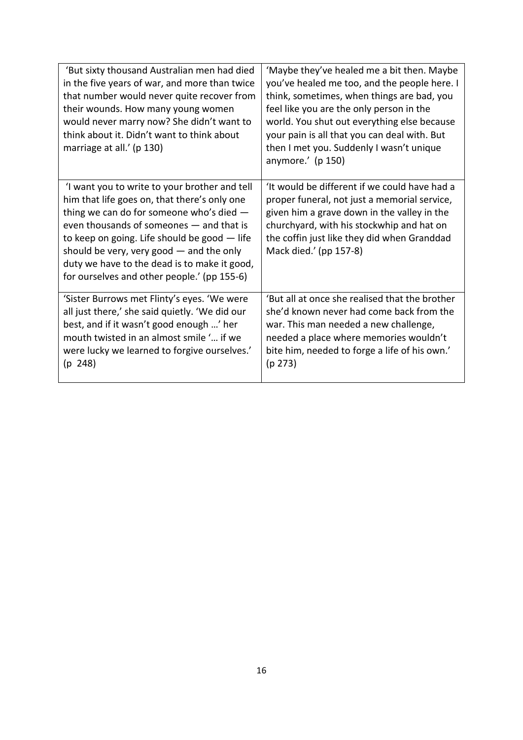| 'But sixty thousand Australian men had died in the five years of war, and more than twice that number would never quite recover from their wounds. How many young women would never marry now? She didn't want to think about it. Didn't want to think about marriage at all.' (p 130) | 'Maybe they've healed me a bit then. Maybe you've healed me too, and the people here. I think, sometimes, when things are bad, you feel like you are the only person in the world. You shut out everything else because your pain is all that you can deal with. But then I met you. Suddenly I wasn't unique anymore.' (p 150) |
|---|---|
| 'I want you to write to your brother and tell him that life goes on, that there's only one thing we can do for someone who's died — even thousands of someones — and that is to keep on going. Life should be good — life should be very, very good — and the only duty we have to the dead is to make it good, for ourselves and other people.' (pp 155-6) | 'It would be different if we could have had a proper funeral, not just a memorial service, given him a grave down in the valley in the churchyard, with his stockwhip and hat on the coffin just like they did when Granddad Mack died.' (pp 157-8) |
| 'Sister Burrows met Flinty's eyes. 'We were all just there,' she said quietly. 'We did our best, and if it wasn't good enough …' her mouth twisted in an almost smile '… if we were lucky we learned to forgive ourselves.' (p 248) | 'But all at once she realised that the brother she'd known never had come back from the war. This man needed a new challenge, needed a place where memories wouldn't bite him, needed to forge a life of his own.' (p 273) |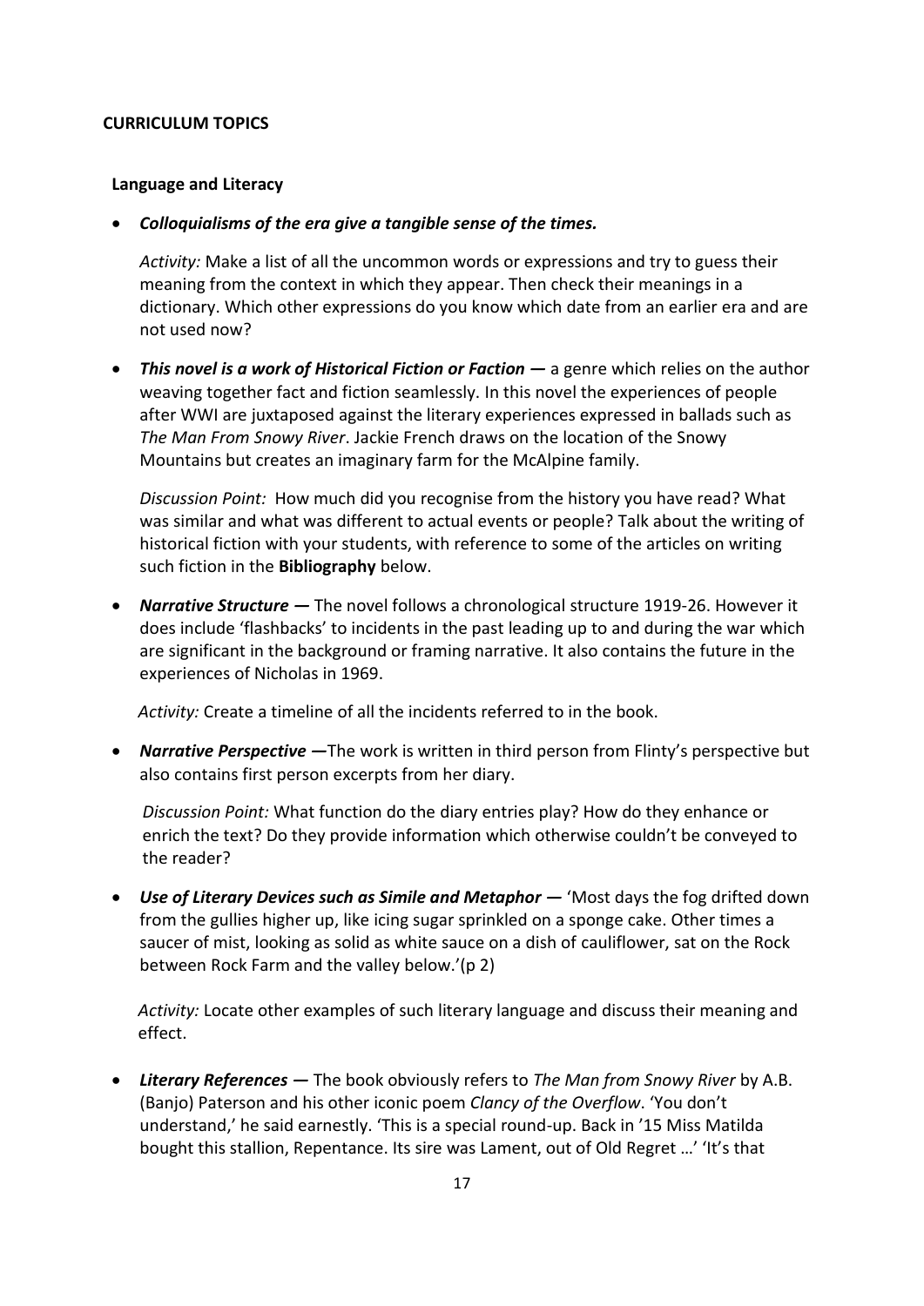**CURRICULUM TOPICS**

**Language and Literacy**

- ***Colloquialisms of the era give a tangible sense of the times.***

  *Activity:* Make a list of all the uncommon words or expressions and try to guess their meaning from the context in which they appear. Then check their meanings in a dictionary. Which other expressions do you know which date from an earlier era and are not used now?

- ***This novel is a work of Historical Fiction or Faction —*** a genre which relies on the author weaving together fact and fiction seamlessly. In this novel the experiences of people after WWI are juxtaposed against the literary experiences expressed in ballads such as *The Man From Snowy River*. Jackie French draws on the location of the Snowy Mountains but creates an imaginary farm for the McAlpine family.

  *Discussion Point:* How much did you recognise from the history you have read? What was similar and what was different to actual events or people? Talk about the writing of historical fiction with your students, with reference to some of the articles on writing such fiction in the **Bibliography** below.

- ***Narrative Structure —*** The novel follows a chronological structure 1919-26. However it does include 'flashbacks' to incidents in the past leading up to and during the war which are significant in the background or framing narrative. It also contains the future in the experiences of Nicholas in 1969.

  *Activity:* Create a timeline of all the incidents referred to in the book.

- ***Narrative Perspective —***The work is written in third person from Flinty's perspective but also contains first person excerpts from her diary.

  *Discussion Point:* What function do the diary entries play? How do they enhance or enrich the text? Do they provide information which otherwise couldn't be conveyed to the reader?

- ***Use of Literary Devices such as Simile and Metaphor —*** 'Most days the fog drifted down from the gullies higher up, like icing sugar sprinkled on a sponge cake. Other times a saucer of mist, looking as solid as white sauce on a dish of cauliflower, sat on the Rock between Rock Farm and the valley below.'(p 2)

  *Activity:* Locate other examples of such literary language and discuss their meaning and effect.

- ***Literary References —*** The book obviously refers to *The Man from Snowy River* by A.B. (Banjo) Paterson and his other iconic poem *Clancy of the Overflow*. 'You don't understand,' he said earnestly. 'This is a special round-up. Back in '15 Miss Matilda bought this stallion, Repentance. Its sire was Lament, out of Old Regret …' 'It's that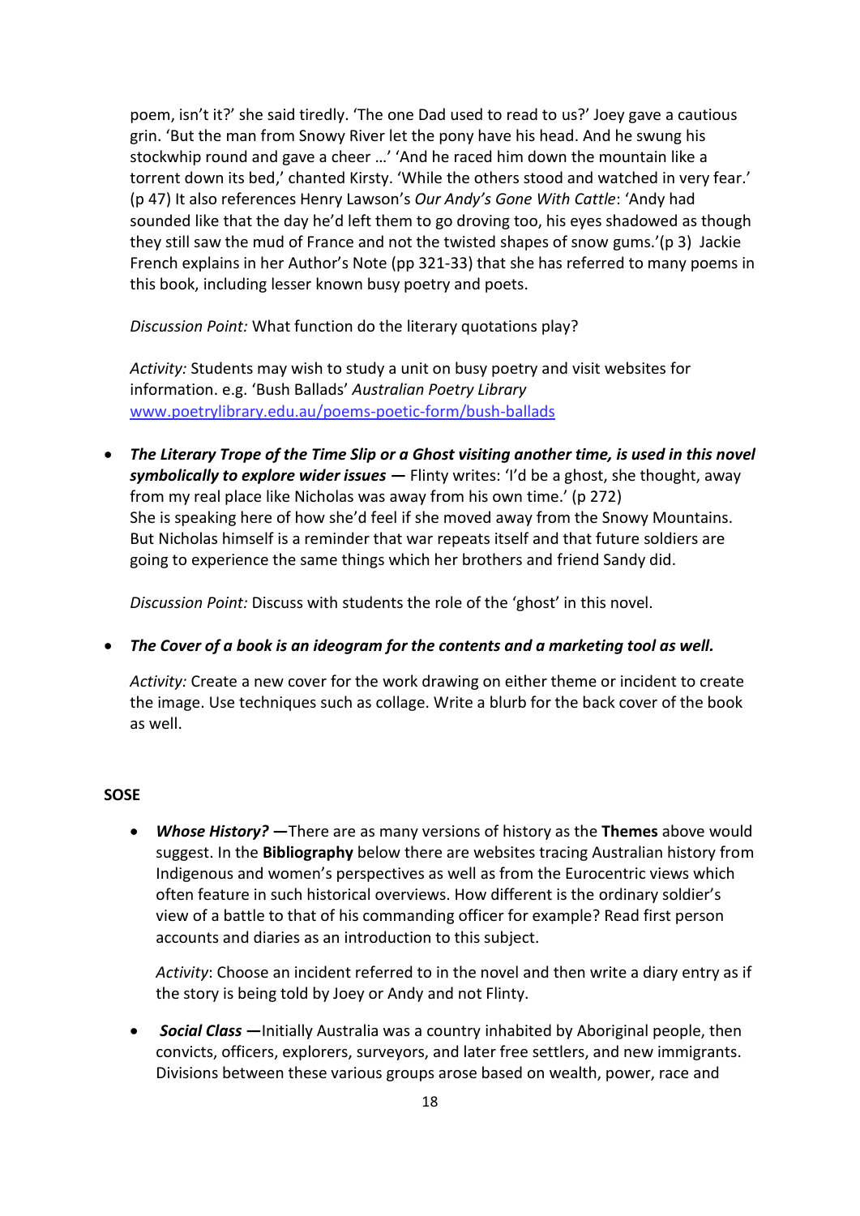poem, isn't it?' she said tiredly. 'The one Dad used to read to us?' Joey gave a cautious grin. 'But the man from Snowy River let the pony have his head. And he swung his stockwhip round and gave a cheer …' 'And he raced him down the mountain like a torrent down its bed,' chanted Kirsty. 'While the others stood and watched in very fear.' (p 47) It also references Henry Lawson's *Our Andy's Gone With Cattle*: 'Andy had sounded like that the day he'd left them to go droving too, his eyes shadowed as though they still saw the mud of France and not the twisted shapes of snow gums.'(p 3) Jackie French explains in her Author's Note (pp 321-33) that she has referred to many poems in this book, including lesser known busy poetry and poets.

*Discussion Point:* What function do the literary quotations play?

*Activity:* Students may wish to study a unit on busy poetry and visit websites for information. e.g. 'Bush Ballads' *Australian Poetry Library* [www.poetrylibrary.edu.au/poems-poetic-form/bush-ballads](www.poetrylibrary.edu.au/poems-poetic-form/bush-ballads)

- ***The Literary Trope of the Time Slip or a Ghost visiting another time, is used in this novel symbolically to explore wider issues —*** Flinty writes: 'I'd be a ghost, she thought, away from my real place like Nicholas was away from his own time.' (p 272)
  She is speaking here of how she'd feel if she moved away from the Snowy Mountains. But Nicholas himself is a reminder that war repeats itself and that future soldiers are going to experience the same things which her brothers and friend Sandy did.

  *Discussion Point:* Discuss with students the role of the 'ghost' in this novel.

- ***The Cover of a book is an ideogram for the contents and a marketing tool as well.***

  *Activity:* Create a new cover for the work drawing on either theme or incident to create the image. Use techniques such as collage. Write a blurb for the back cover of the book as well.

**SOSE**

- ***Whose History? —***There are as many versions of history as the **Themes** above would suggest. In the **Bibliography** below there are websites tracing Australian history from Indigenous and women's perspectives as well as from the Eurocentric views which often feature in such historical overviews. How different is the ordinary soldier's view of a battle to that of his commanding officer for example? Read first person accounts and diaries as an introduction to this subject.

  *Activity*: Choose an incident referred to in the novel and then write a diary entry as if the story is being told by Joey or Andy and not Flinty.

- ***Social Class —***Initially Australia was a country inhabited by Aboriginal people, then convicts, officers, explorers, surveyors, and later free settlers, and new immigrants. Divisions between these various groups arose based on wealth, power, race and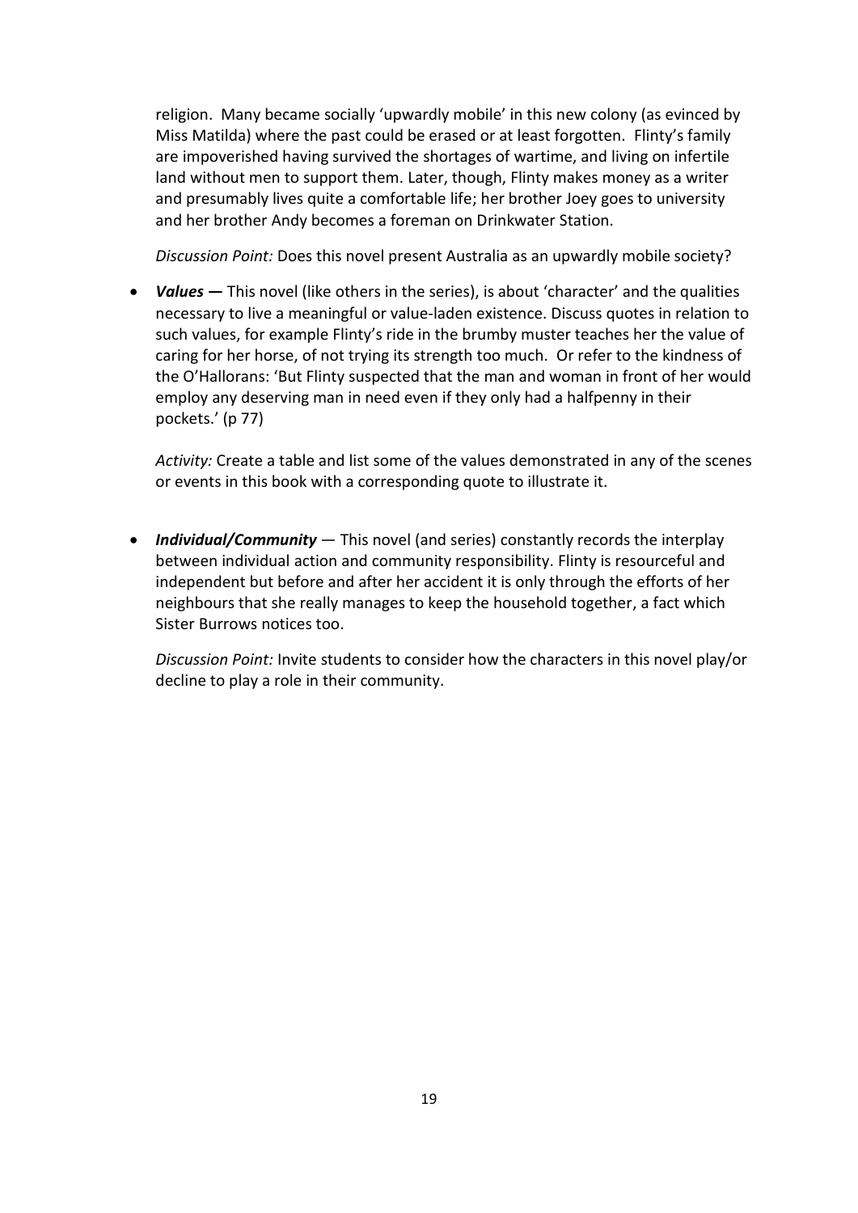religion. Many became socially 'upwardly mobile' in this new colony (as evinced by Miss Matilda) where the past could be erased or at least forgotten. Flinty's family are impoverished having survived the shortages of wartime, and living on infertile land without men to support them. Later, though, Flinty makes money as a writer and presumably lives quite a comfortable life; her brother Joey goes to university and her brother Andy becomes a foreman on Drinkwater Station.

*Discussion Point:* Does this novel present Australia as an upwardly mobile society?

- ***Values —*** This novel (like others in the series), is about 'character' and the qualities necessary to live a meaningful or value-laden existence. Discuss quotes in relation to such values, for example Flinty's ride in the brumby muster teaches her the value of caring for her horse, of not trying its strength too much. Or refer to the kindness of the O'Hallorans: 'But Flinty suspected that the man and woman in front of her would employ any deserving man in need even if they only had a halfpenny in their pockets.' (p 77)

  *Activity:* Create a table and list some of the values demonstrated in any of the scenes or events in this book with a corresponding quote to illustrate it.

- ***Individual/Community*** — This novel (and series) constantly records the interplay between individual action and community responsibility. Flinty is resourceful and independent but before and after her accident it is only through the efforts of her neighbours that she really manages to keep the household together, a fact which Sister Burrows notices too.

  *Discussion Point:* Invite students to consider how the characters in this novel play/or decline to play a role in their community.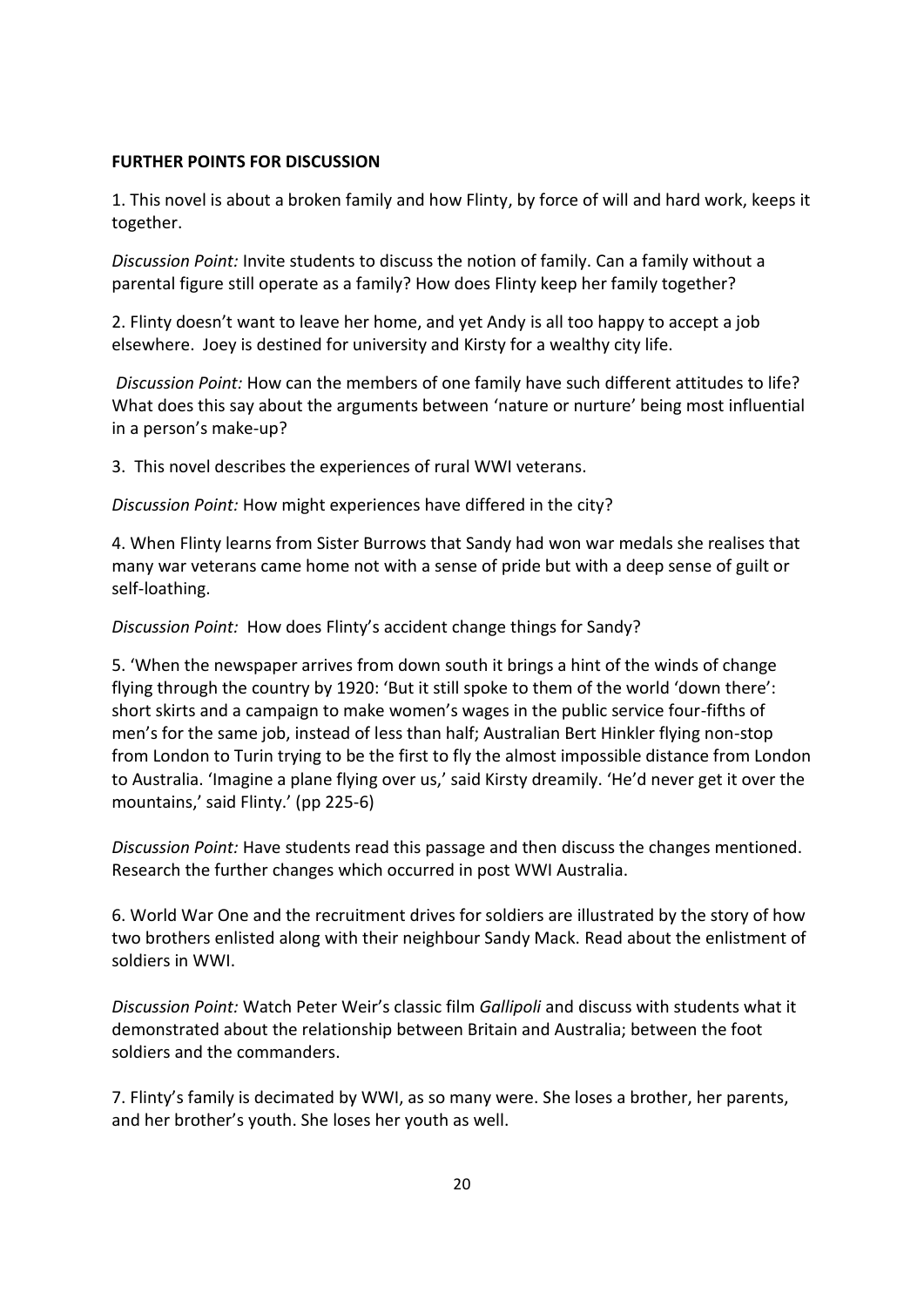**FURTHER POINTS FOR DISCUSSION**

1. This novel is about a broken family and how Flinty, by force of will and hard work, keeps it together.

*Discussion Point:* Invite students to discuss the notion of family. Can a family without a parental figure still operate as a family? How does Flinty keep her family together?

2. Flinty doesn't want to leave her home, and yet Andy is all too happy to accept a job elsewhere. Joey is destined for university and Kirsty for a wealthy city life.

*Discussion Point:* How can the members of one family have such different attitudes to life? What does this say about the arguments between 'nature or nurture' being most influential in a person's make-up?

3. This novel describes the experiences of rural WWI veterans.

*Discussion Point:* How might experiences have differed in the city?

4. When Flinty learns from Sister Burrows that Sandy had won war medals she realises that many war veterans came home not with a sense of pride but with a deep sense of guilt or self-loathing.

*Discussion Point:* How does Flinty's accident change things for Sandy?

5. 'When the newspaper arrives from down south it brings a hint of the winds of change flying through the country by 1920: 'But it still spoke to them of the world 'down there': short skirts and a campaign to make women's wages in the public service four-fifths of men's for the same job, instead of less than half; Australian Bert Hinkler flying non-stop from London to Turin trying to be the first to fly the almost impossible distance from London to Australia. 'Imagine a plane flying over us,' said Kirsty dreamily. 'He'd never get it over the mountains,' said Flinty.' (pp 225-6)

*Discussion Point:* Have students read this passage and then discuss the changes mentioned. Research the further changes which occurred in post WWI Australia.

6. World War One and the recruitment drives for soldiers are illustrated by the story of how two brothers enlisted along with their neighbour Sandy Mack. Read about the enlistment of soldiers in WWI.

*Discussion Point:* Watch Peter Weir's classic film *Gallipoli* and discuss with students what it demonstrated about the relationship between Britain and Australia; between the foot soldiers and the commanders.

7. Flinty's family is decimated by WWI, as so many were. She loses a brother, her parents, and her brother's youth. She loses her youth as well.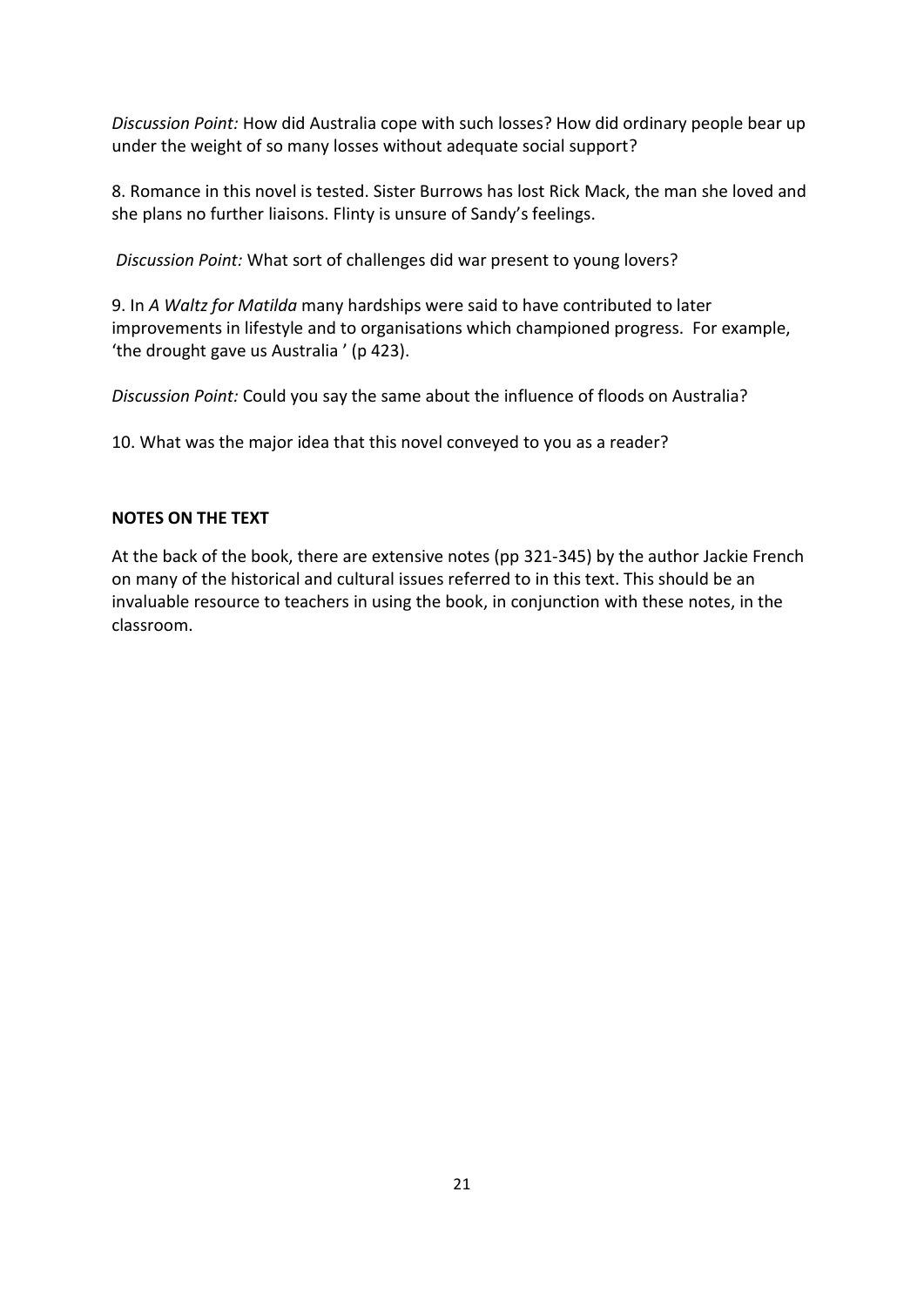*Discussion Point:* How did Australia cope with such losses? How did ordinary people bear up under the weight of so many losses without adequate social support?

8. Romance in this novel is tested. Sister Burrows has lost Rick Mack, the man she loved and she plans no further liaisons. Flinty is unsure of Sandy's feelings.

*Discussion Point:* What sort of challenges did war present to young lovers?

9. In *A Waltz for Matilda* many hardships were said to have contributed to later improvements in lifestyle and to organisations which championed progress. For example, 'the drought gave us Australia ' (p 423).

*Discussion Point:* Could you say the same about the influence of floods on Australia?

10. What was the major idea that this novel conveyed to you as a reader?

**NOTES ON THE TEXT**

At the back of the book, there are extensive notes (pp 321-345) by the author Jackie French on many of the historical and cultural issues referred to in this text. This should be an invaluable resource to teachers in using the book, in conjunction with these notes, in the classroom.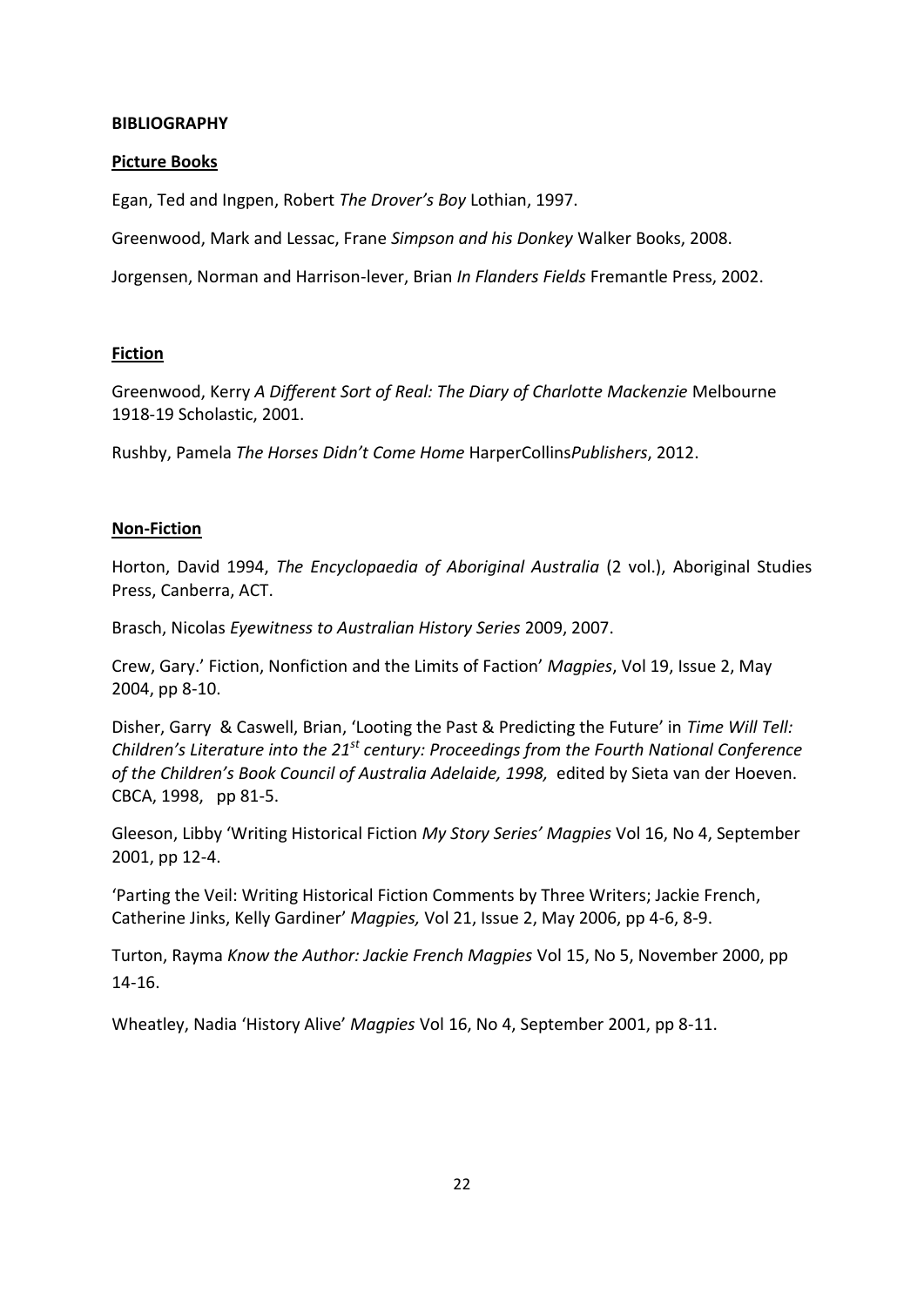**BIBLIOGRAPHY**

**Picture Books**

Egan, Ted and Ingpen, Robert *The Drover's Boy* Lothian, 1997.

Greenwood, Mark and Lessac, Frane *Simpson and his Donkey* Walker Books, 2008.

Jorgensen, Norman and Harrison-lever, Brian *In Flanders Fields* Fremantle Press, 2002.

**Fiction**

Greenwood, Kerry *A Different Sort of Real: The Diary of Charlotte Mackenzie* Melbourne 1918-19 Scholastic, 2001.

Rushby, Pamela *The Horses Didn't Come Home* HarperCollins*Publishers*, 2012.

**Non-Fiction**

Horton, David 1994, *The Encyclopaedia of Aboriginal Australia* (2 vol.), Aboriginal Studies Press, Canberra, ACT.

Brasch, Nicolas *Eyewitness to Australian History Series* 2009, 2007.

Crew, Gary.' Fiction, Nonfiction and the Limits of Faction' *Magpies*, Vol 19, Issue 2, May 2004, pp 8-10.

Disher, Garry & Caswell, Brian, 'Looting the Past & Predicting the Future' in *Time Will Tell: Children's Literature into the 21st century: Proceedings from the Fourth National Conference of the Children's Book Council of Australia Adelaide, 1998,* edited by Sieta van der Hoeven. CBCA, 1998, pp 81-5.

Gleeson, Libby 'Writing Historical Fiction *My Story Series' Magpies* Vol 16, No 4, September 2001, pp 12-4.

'Parting the Veil: Writing Historical Fiction Comments by Three Writers; Jackie French, Catherine Jinks, Kelly Gardiner' *Magpies,* Vol 21, Issue 2, May 2006, pp 4-6, 8-9.

Turton, Rayma *Know the Author: Jackie French Magpies* Vol 15, No 5, November 2000, pp 14-16.

Wheatley, Nadia 'History Alive' *Magpies* Vol 16, No 4, September 2001, pp 8-11.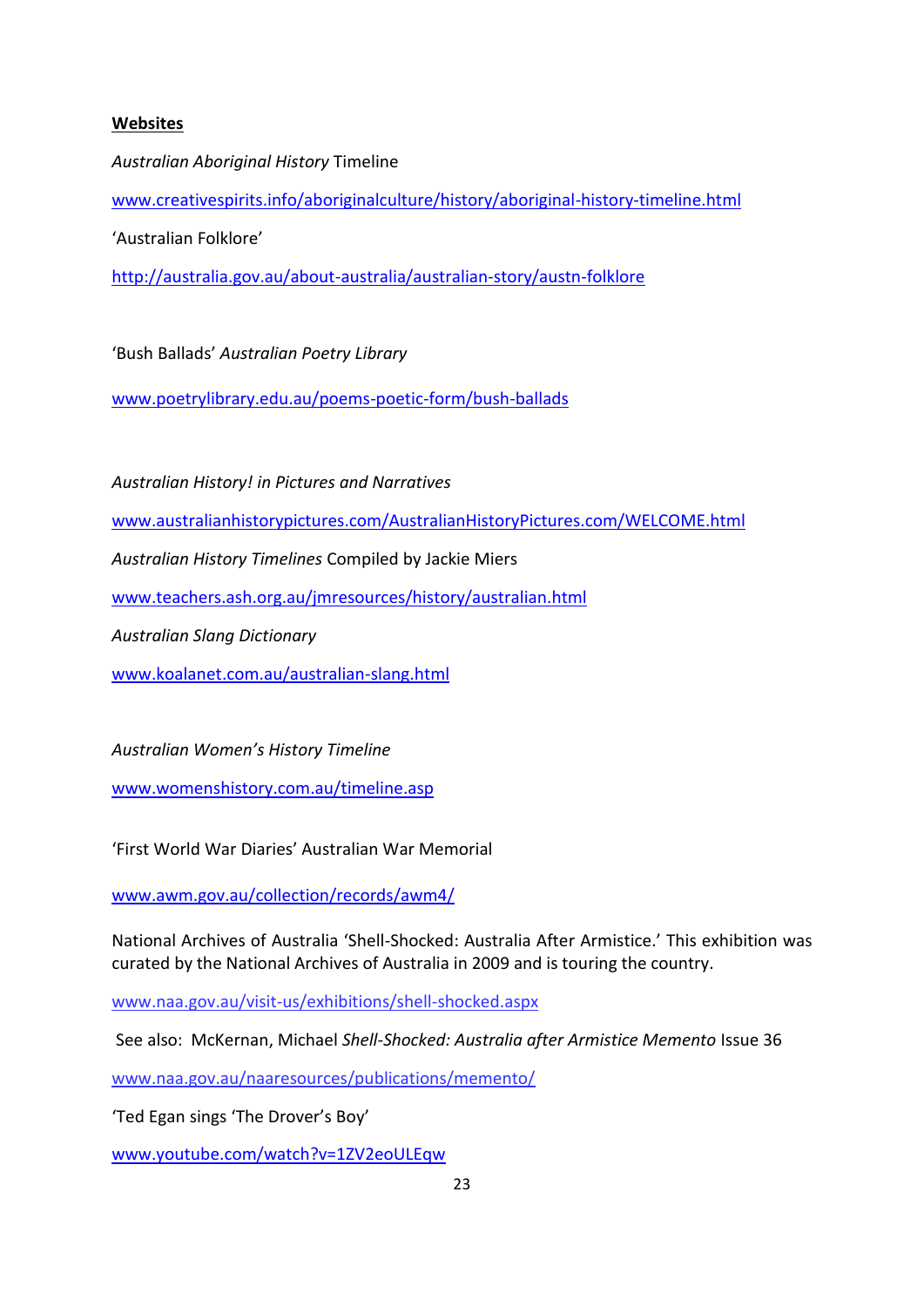**Websites**

*Australian Aboriginal History* Timeline

www.creativespirits.info/aboriginalculture/history/aboriginal-history-timeline.html

'Australian Folklore'

http://australia.gov.au/about-australia/australian-story/austn-folklore

'Bush Ballads' *Australian Poetry Library*

www.poetrylibrary.edu.au/poems-poetic-form/bush-ballads

*Australian History! in Pictures and Narratives*

www.australianhistorypictures.com/AustralianHistoryPictures.com/WELCOME.html

*Australian History Timelines* Compiled by Jackie Miers

www.teachers.ash.org.au/jmresources/history/australian.html

*Australian Slang Dictionary*

www.koalanet.com.au/australian-slang.html

*Australian Women's History Timeline*

www.womenshistory.com.au/timeline.asp

'First World War Diaries' Australian War Memorial

www.awm.gov.au/collection/records/awm4/

National Archives of Australia 'Shell-Shocked: Australia After Armistice.' This exhibition was curated by the National Archives of Australia in 2009 and is touring the country.

www.naa.gov.au/visit-us/exhibitions/shell-shocked.aspx

See also: McKernan, Michael *Shell-Shocked: Australia after Armistice Memento* Issue 36

www.naa.gov.au/naaresources/publications/memento/

'Ted Egan sings 'The Drover's Boy'

www.youtube.com/watch?v=1ZV2eoULEqw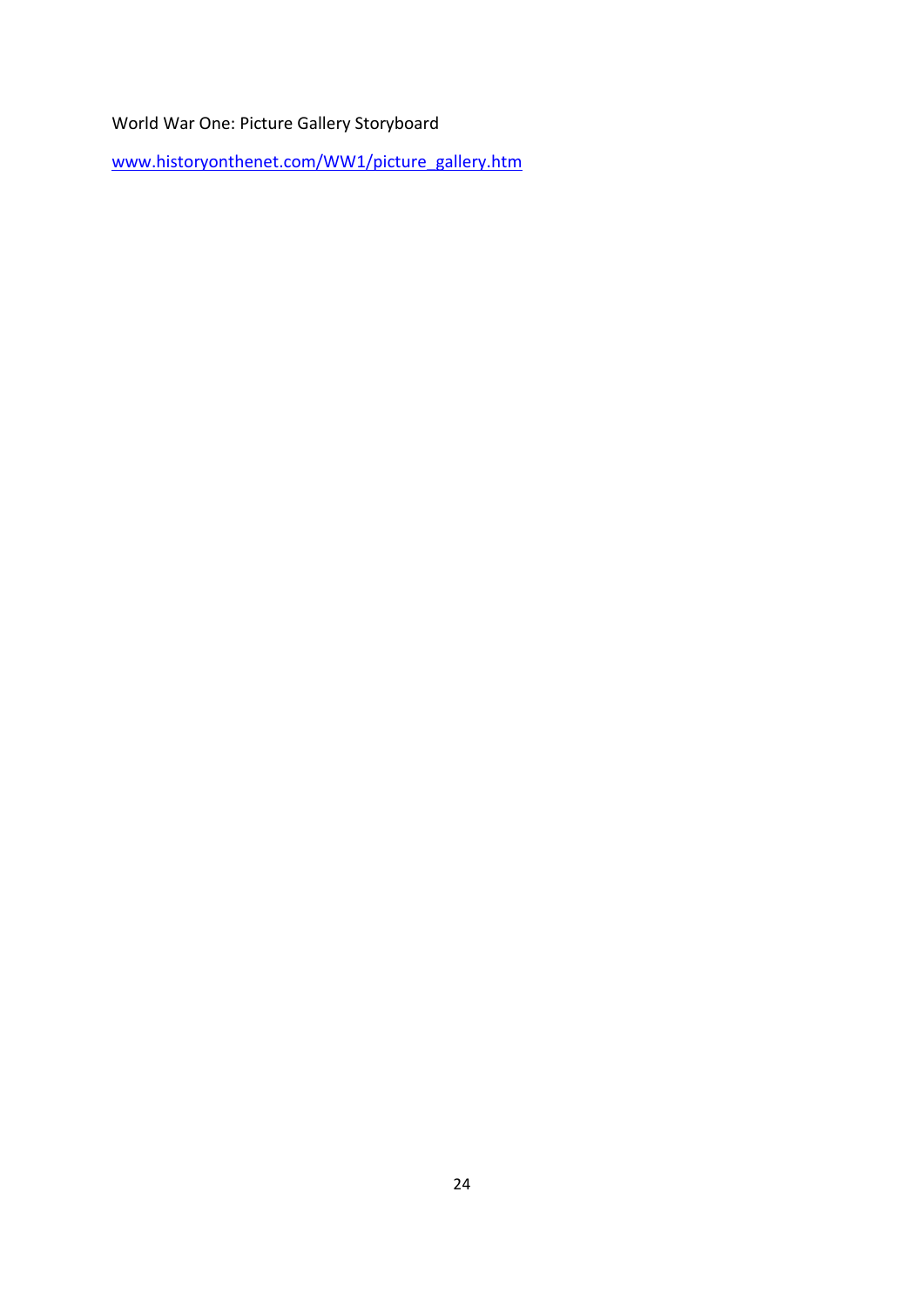World War One: Picture Gallery Storyboard

[www.historyonthenet.com/WW1/picture_gallery.htm](http://www.historyonthenet.com/WW1/picture_gallery.htm)